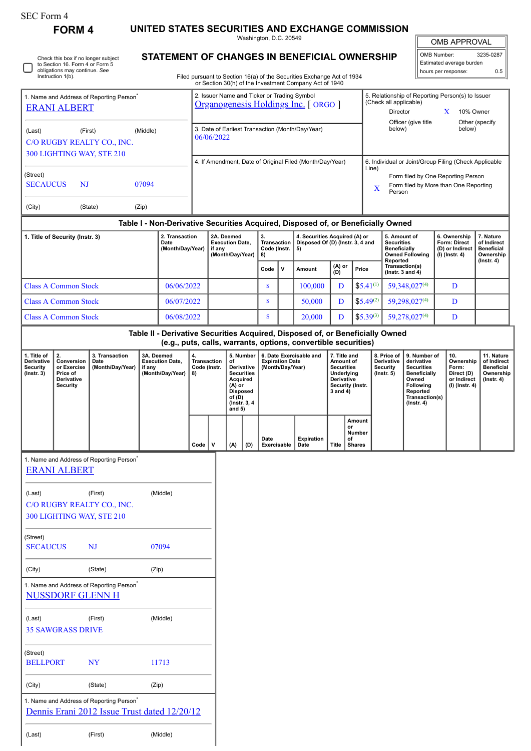SEC Form 4

**FORM 4**

# UNITED STATES SECURITIES AND EXCHANGE COMMISSION

Washington, D.C. 20549

## STATEMENT OF CHANGES IN BENEFICIAL OWNERSHIP

Filed pursuant to Section 16(a) of the Securities Exchange Act of 1934 or Section 30(h) of the Investment Company Act of 1940

Check this box if no longer subject to Section 16. Form 4 or Form 5 obligations may continue. *See* Instruction 1(b).

| OMB APPROVAL | |
|---|---|
| OMB Number: | 3235-0287 |
| Estimated average burden | |
| hours per response: | 0.5 |

1. Name and Address of Reporting Person*
ERANI ALBERT

(Last) (First) (Middle)
C/O RUGBY REALTY CO., INC.
300 LIGHTING WAY, STE 210

(Street)
SECAUCUS NJ 07094

(City) (State) (Zip)

2. Issuer Name **and** Ticker or Trading Symbol
Organogenesis Holdings Inc. [ ORGO ]

3. Date of Earliest Transaction (Month/Day/Year)
06/06/2022

4. If Amendment, Date of Original Filed (Month/Day/Year)

5. Relationship of Reporting Person(s) to Issuer (Check all applicable)
Director
X 10% Owner
Officer (give title below)
Other (specify below)

6. Individual or Joint/Group Filing (Check Applicable Line)
Form filed by One Reporting Person
X Form filed by More than One Reporting Person

### Table I - Non-Derivative Securities Acquired, Disposed of, or Beneficially Owned

| 1. Title of Security (Instr. 3) | 2. Transaction Date (Month/Day/Year) | 2A. Deemed Execution Date, if any (Month/Day/Year) | 3. Transaction Code (Instr. 8) | | 4. Securities Acquired (A) or Disposed Of (D) (Instr. 3, 4 and 5) | | | 5. Amount of Securities Beneficially Owned Following Reported Transaction(s) (Instr. 3 and 4) | 6. Ownership Form: Direct (D) or Indirect (I) (Instr. 4) | 7. Nature of Indirect Beneficial Ownership (Instr. 4) |
|---|---|---|---|---|---|---|---|---|---|---|
| | | | Code | V | Amount | (A) or (D) | Price | | | |
| Class A Common Stock | 06/06/2022 | | S | | 100,000 | D | $5.41[(1)] | 59,348,027[(4)] | D | |
| Class A Common Stock | 06/07/2022 | | S | | 50,000 | D | $5.49[(2)] | 59,298,027[(4)] | D | |
| Class A Common Stock | 06/08/2022 | | S | | 20,000 | D | $5.39[(3)] | 59,278,027[(4)] | D | |

### Table II - Derivative Securities Acquired, Disposed of, or Beneficially Owned (e.g., puts, calls, warrants, options, convertible securities)

| 1. Title of Derivative Security (Instr. 3) | 2. Conversion or Exercise Price of Derivative Security | 3. Transaction Date (Month/Day/Year) | 3A. Deemed Execution Date, if any (Month/Day/Year) | 4. Transaction Code (Instr. 8) | | 5. Number of Derivative Securities Acquired (A) or Disposed of (D) (Instr. 3, 4 and 5) | | 6. Date Exercisable and Expiration Date (Month/Day/Year) | | 7. Title and Amount of Securities Underlying Derivative Security (Instr. 3 and 4) | | 8. Price of Derivative Security (Instr. 5) | 9. Number of derivative Securities Beneficially Owned Following Reported Transaction(s) (Instr. 4) | 10. Ownership Form: Direct (D) or Indirect (I) (Instr. 4) | 11. Nature of Indirect Beneficial Ownership (Instr. 4) |
|---|---|---|---|---|---|---|---|---|---|---|---|---|---|---|---|
| | | | | Code | V | (A) | (D) | Date Exercisable | Expiration Date | Title | Amount or Number of Shares | | | | |

1. Name and Address of Reporting Person*
ERANI ALBERT

(Last) (First) (Middle)
C/O RUGBY REALTY CO., INC.
300 LIGHTING WAY, STE 210

(Street)
SECAUCUS NJ 07094

(City) (State) (Zip)

1. Name and Address of Reporting Person*
NUSSDORF GLENN H

(Last) (First) (Middle)
35 SAWGRASS DRIVE

(Street)
BELLPORT NY 11713

(City) (State) (Zip)

1. Name and Address of Reporting Person*
Dennis Erani 2012 Issue Trust dated 12/20/12

(Last) (First) (Middle)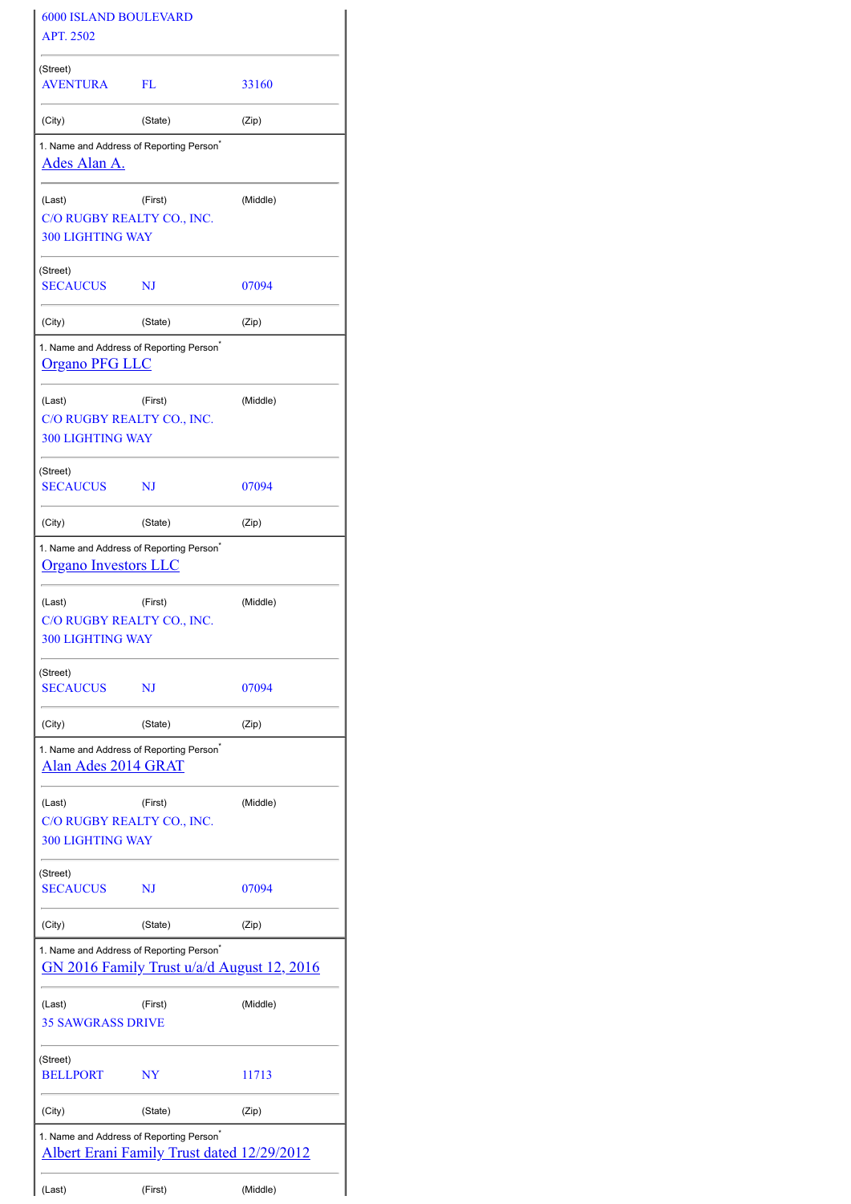6000 ISLAND BOULEVARD
APT. 2502

| (Street) | | |
|---|---|---|
| AVENTURA | FL | 33160 |
| (City) | (State) | (Zip) |

1. Name and Address of Reporting Person*
Ades Alan A.

| (Last) | (First) | (Middle) |
|---|---|---|

C/O RUGBY REALTY CO., INC.
300 LIGHTING WAY

| (Street) | | |
|---|---|---|
| SECAUCUS | NJ | 07094 |
| (City) | (State) | (Zip) |

1. Name and Address of Reporting Person*
Organo PFG LLC

| (Last) | (First) | (Middle) |
|---|---|---|

C/O RUGBY REALTY CO., INC.
300 LIGHTING WAY

| (Street) | | |
|---|---|---|
| SECAUCUS | NJ | 07094 |
| (City) | (State) | (Zip) |

1. Name and Address of Reporting Person*
Organo Investors LLC

| (Last) | (First) | (Middle) |
|---|---|---|

C/O RUGBY REALTY CO., INC.
300 LIGHTING WAY

| (Street) | | |
|---|---|---|
| SECAUCUS | NJ | 07094 |
| (City) | (State) | (Zip) |

1. Name and Address of Reporting Person*
Alan Ades 2014 GRAT

| (Last) | (First) | (Middle) |
|---|---|---|

C/O RUGBY REALTY CO., INC.
300 LIGHTING WAY

| (Street) | | |
|---|---|---|
| SECAUCUS | NJ | 07094 |
| (City) | (State) | (Zip) |

1. Name and Address of Reporting Person*
GN 2016 Family Trust u/a/d August 12, 2016

| (Last) | (First) | (Middle) |
|---|---|---|

35 SAWGRASS DRIVE

| (Street) | | |
|---|---|---|
| BELLPORT | NY | 11713 |
| (City) | (State) | (Zip) |

1. Name and Address of Reporting Person*
Albert Erani Family Trust dated 12/29/2012

| (Last) | (First) | (Middle) |
|---|---|---|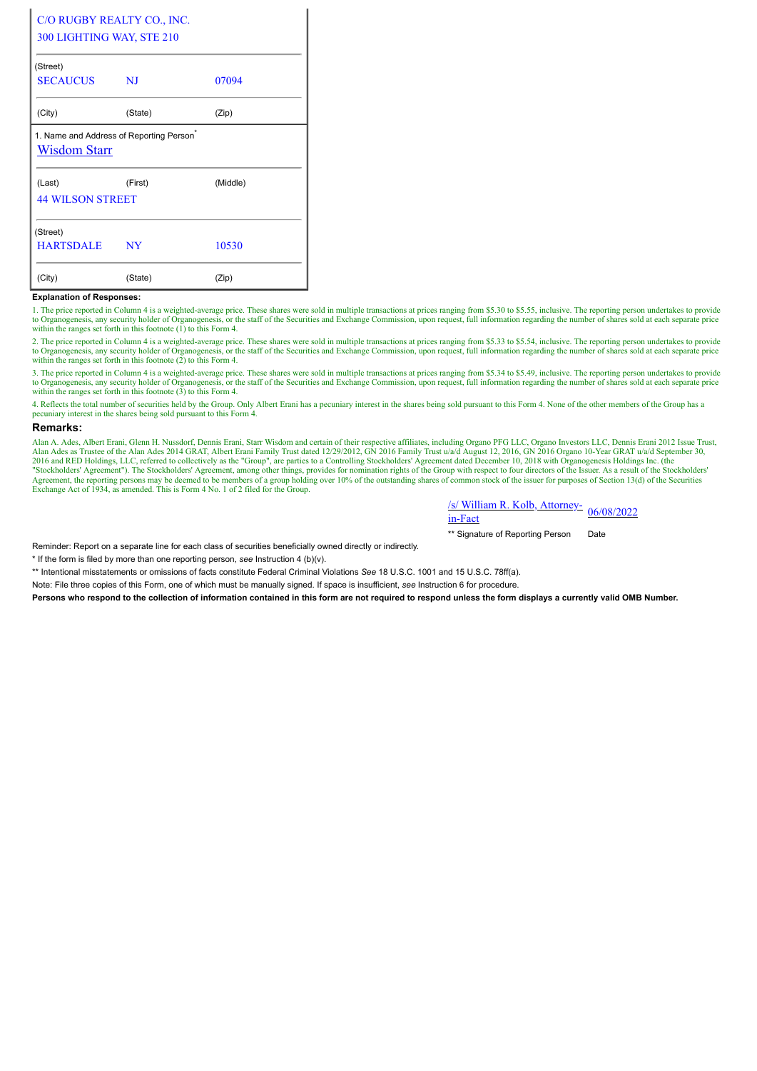C/O RUGBY REALTY CO., INC.
300 LIGHTING WAY, STE 210

| | | |
|---|---|---|
| (Street) | | |
| SECAUCUS | NJ | 07094 |
| (City) | (State) | (Zip) |

1. Name and Address of Reporting Person*

Wisdom Starr

| | | |
|---|---|---|
| (Last) | (First) | (Middle) |
| 44 WILSON STREET | | |
| (Street) | | |
| HARTSDALE | NY | 10530 |
| (City) | (State) | (Zip) |

**Explanation of Responses:**

1. The price reported in Column 4 is a weighted-average price. These shares were sold in multiple transactions at prices ranging from $5.30 to $5.55, inclusive. The reporting person undertakes to provide to Organogenesis, any security holder of Organogenesis, or the staff of the Securities and Exchange Commission, upon request, full information regarding the number of shares sold at each separate price within the ranges set forth in this footnote (1) to this Form 4.

2. The price reported in Column 4 is a weighted-average price. These shares were sold in multiple transactions at prices ranging from $5.33 to $5.54, inclusive. The reporting person undertakes to provide to Organogenesis, any security holder of Organogenesis, or the staff of the Securities and Exchange Commission, upon request, full information regarding the number of shares sold at each separate price within the ranges set forth in this footnote (2) to this Form 4.

3. The price reported in Column 4 is a weighted-average price. These shares were sold in multiple transactions at prices ranging from $5.34 to $5.49, inclusive. The reporting person undertakes to provide to Organogenesis, any security holder of Organogenesis, or the staff of the Securities and Exchange Commission, upon request, full information regarding the number of shares sold at each separate price within the ranges set forth in this footnote (3) to this Form 4.

4. Reflects the total number of securities held by the Group. Only Albert Erani has a pecuniary interest in the shares being sold pursuant to this Form 4. None of the other members of the Group has a pecuniary interest in the shares being sold pursuant to this Form 4.

**Remarks:**

Alan A. Ades, Albert Erani, Glenn H. Nussdorf, Dennis Erani, Starr Wisdom and certain of their respective affiliates, including Organo PFG LLC, Organo Investors LLC, Dennis Erani 2012 Issue Trust, Alan Ades as Trustee of the Alan Ades 2014 GRAT, Albert Erani Family Trust dated 12/29/2012, GN 2016 Family Trust u/a/d August 12, 2016, GN 2016 Organo 10-Year GRAT u/a/d September 30, 2016 and RED Holdings, LLC, referred to collectively as the "Group", are parties to a Controlling Stockholders' Agreement dated December 10, 2018 with Organogenesis Holdings Inc. (the "Stockholders' Agreement"). The Stockholders' Agreement, among other things, provides for nomination rights of the Group with respect to four directors of the Issuer. As a result of the Stockholders' Agreement, the reporting persons may be deemed to be members of a group holding over 10% of the outstanding shares of common stock of the issuer for purposes of Section 13(d) of the Securities Exchange Act of 1934, as amended. This is Form 4 No. 1 of 2 filed for the Group.

| | |
|---|---|
| /s/ William R. Kolb, Attorney-in-Fact | 06/08/2022 |
| ** Signature of Reporting Person | Date |

Reminder: Report on a separate line for each class of securities beneficially owned directly or indirectly.

\* If the form is filed by more than one reporting person, *see* Instruction 4 (b)(v).

** Intentional misstatements or omissions of facts constitute Federal Criminal Violations *See* 18 U.S.C. 1001 and 15 U.S.C. 78ff(a).

Note: File three copies of this Form, one of which must be manually signed. If space is insufficient, *see* Instruction 6 for procedure.

**Persons who respond to the collection of information contained in this form are not required to respond unless the form displays a currently valid OMB Number.**